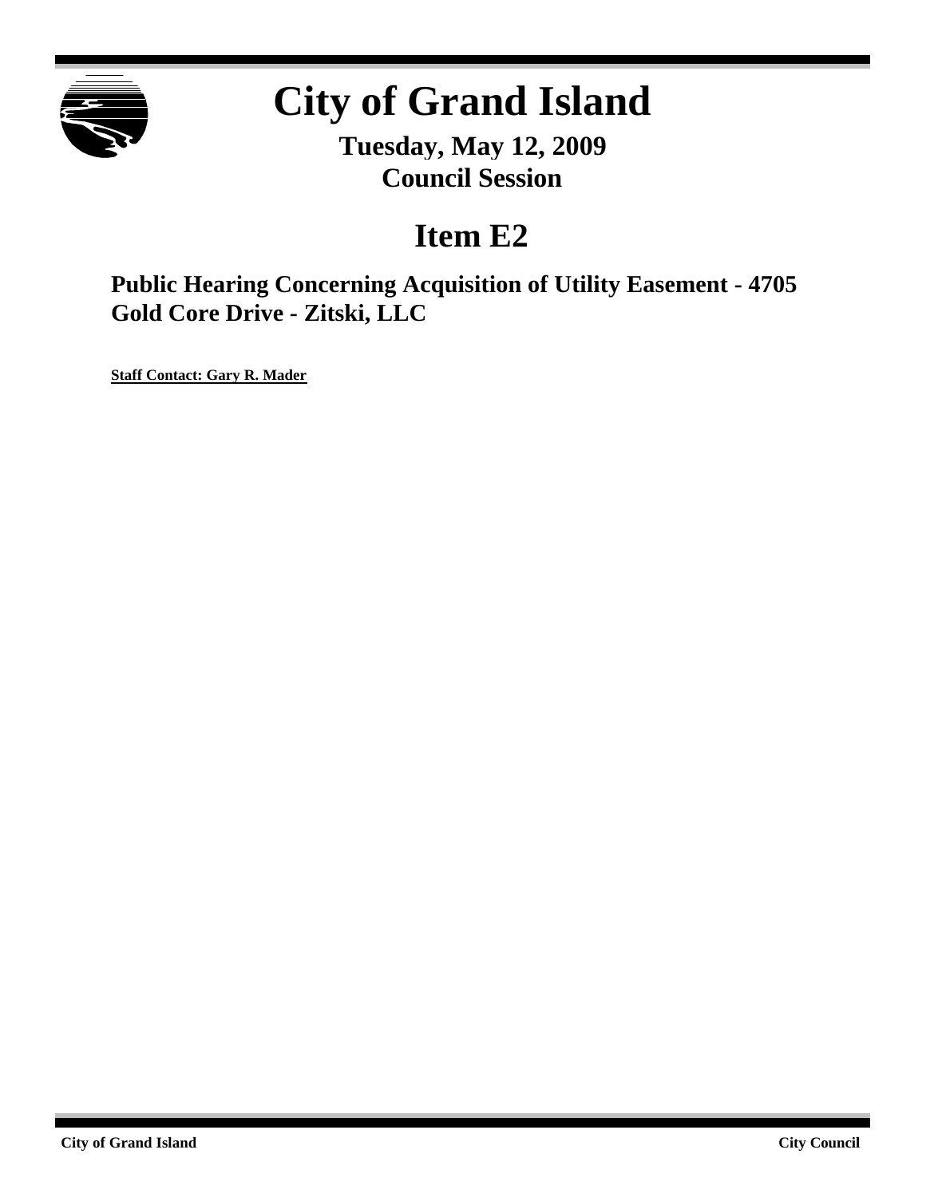# City of Grand Island

**Tuesday, May 12, 2009**
**Council Session**

## Item E2

### Public Hearing Concerning Acquisition of Utility Easement - 4705 Gold Core Drive - Zitski, LLC

**Staff Contact: Gary R. Mader**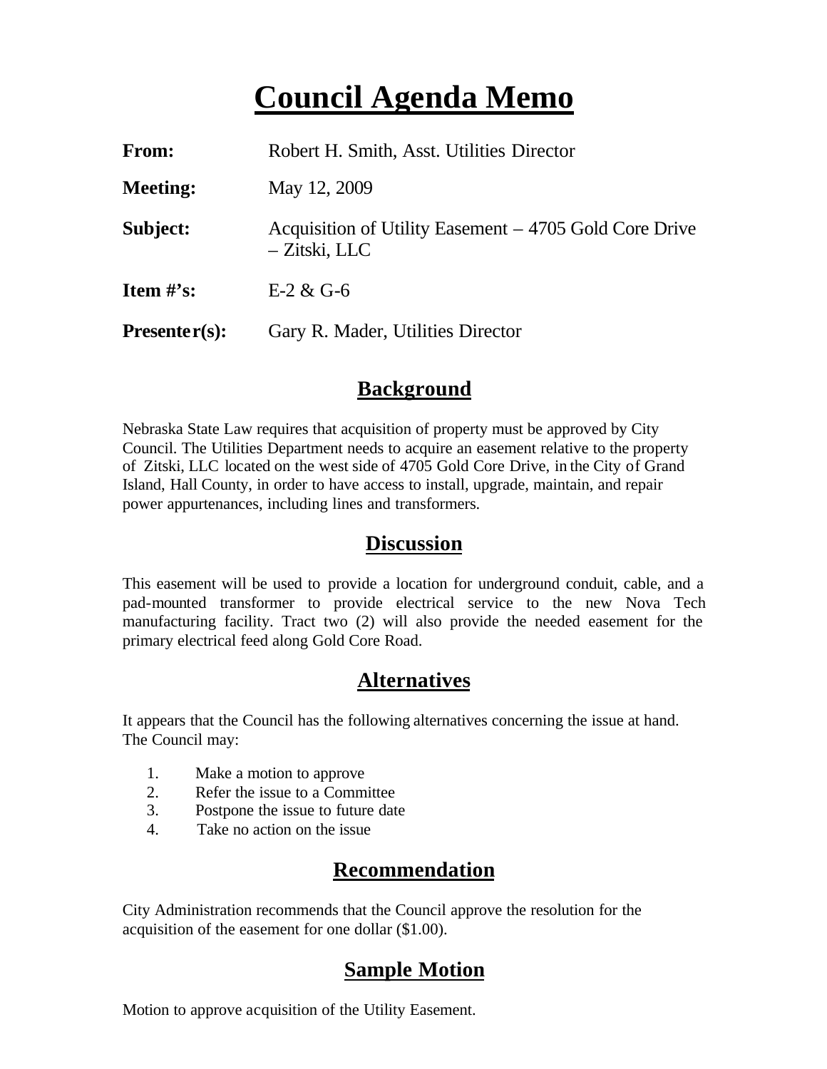# Council Agenda Memo

| | |
|---|---|
| **From:** | Robert H. Smith, Asst. Utilities Director |
| **Meeting:** | May 12, 2009 |
| **Subject:** | Acquisition of Utility Easement – 4705 Gold Core Drive – Zitski, LLC |
| **Item #'s:** | E-2 & G-6 |
| **Presenter(s):** | Gary R. Mader, Utilities Director |

## Background

Nebraska State Law requires that acquisition of property must be approved by City Council. The Utilities Department needs to acquire an easement relative to the property of Zitski, LLC located on the west side of 4705 Gold Core Drive, in the City of Grand Island, Hall County, in order to have access to install, upgrade, maintain, and repair power appurtenances, including lines and transformers.

## Discussion

This easement will be used to provide a location for underground conduit, cable, and a pad-mounted transformer to provide electrical service to the new Nova Tech manufacturing facility. Tract two (2) will also provide the needed easement for the primary electrical feed along Gold Core Road.

## Alternatives

It appears that the Council has the following alternatives concerning the issue at hand. The Council may:

1. Make a motion to approve
2. Refer the issue to a Committee
3. Postpone the issue to future date
4. Take no action on the issue

## Recommendation

City Administration recommends that the Council approve the resolution for the acquisition of the easement for one dollar ($1.00).

## Sample Motion

Motion to approve acquisition of the Utility Easement.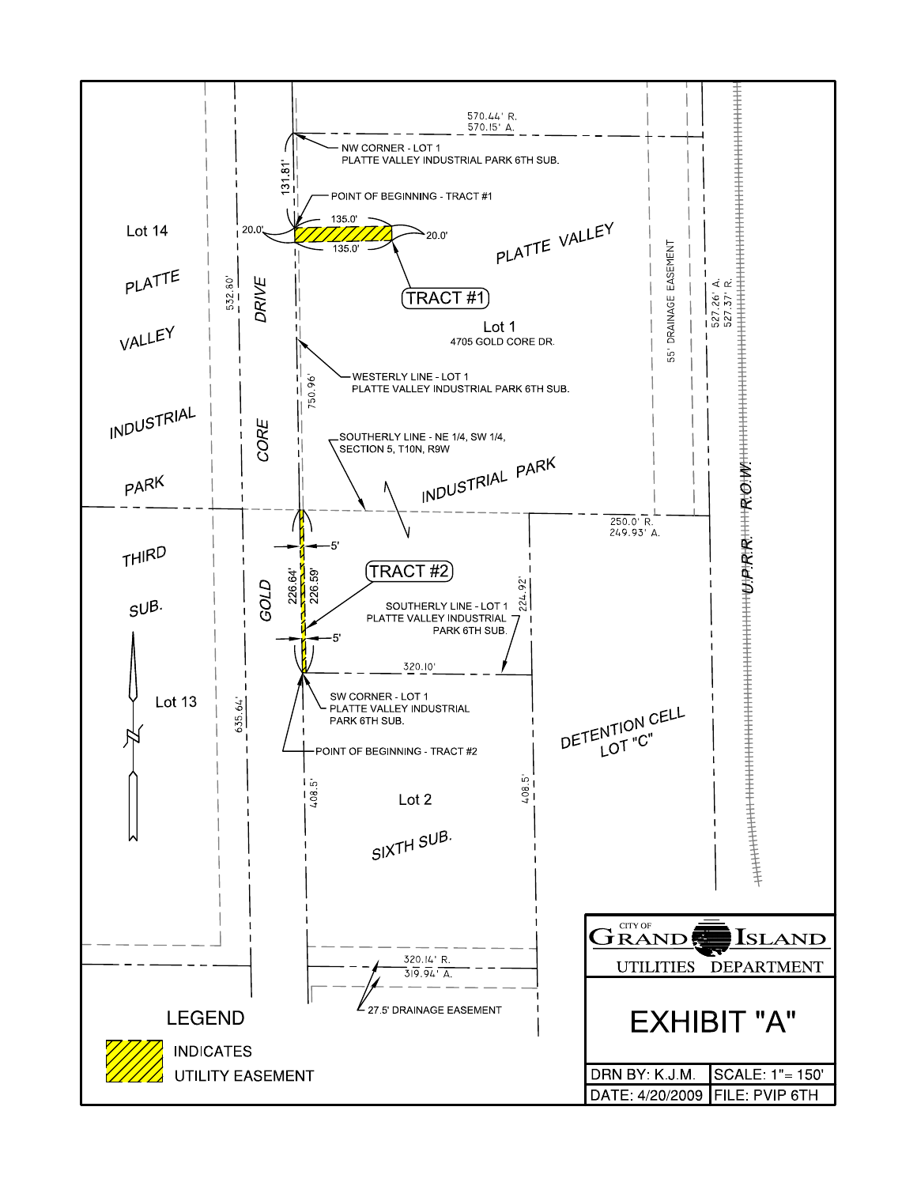570.44' R.
570.15' A.

NW CORNER - LOT 1
PLATTE VALLEY INDUSTRIAL PARK 6TH SUB.

131.81'

POINT OF BEGINNING - TRACT #1

135.0'

20.0'

20.0'

135.0'

Lot 14

PLATTE VALLEY INDUSTRIAL PARK THIRD SUB.

532.60'

GOLD CORE DRIVE

TRACT #1

PLATTE VALLEY INDUSTRIAL PARK

Lot 1
4705 GOLD CORE DR.

55' DRAINAGE EASEMENT

527.26' A.
527.37' R.

WESTERLY LINE - LOT 1
PLATTE VALLEY INDUSTRIAL PARK 6TH SUB.

750.96'

SOUTHERLY LINE - NE 1/4, SW 1/4,
SECTION 5, T10N, R9W

U.P.R.R. R.O.W.

250.0' R.
249.93' A.

5'

TRACT #2

226.64'

226.59'

224.92'

SOUTHERLY LINE - LOT 1
PLATTE VALLEY INDUSTRIAL
PARK 6TH SUB.

5'

320.10'

Lot 13

SW CORNER - LOT 1
PLATTE VALLEY INDUSTRIAL
PARK 6TH SUB.

635.64'

DETENTION CELL
LOT "C"

POINT OF BEGINNING - TRACT #2

408.5'

Lot 2

408.5'

SIXTH SUB.

320.14' R.
319.94' A.

27.5' DRAINAGE EASEMENT

LEGEND

INDICATES
UTILITY EASEMENT

CITY OF
GRAND ISLAND
UTILITIES DEPARTMENT

# EXHIBIT "A"

| | |
|---|---|
| DRN BY: K.J.M. | SCALE: 1"= 150' |
| DATE: 4/20/2009 | FILE: PVIP 6TH |